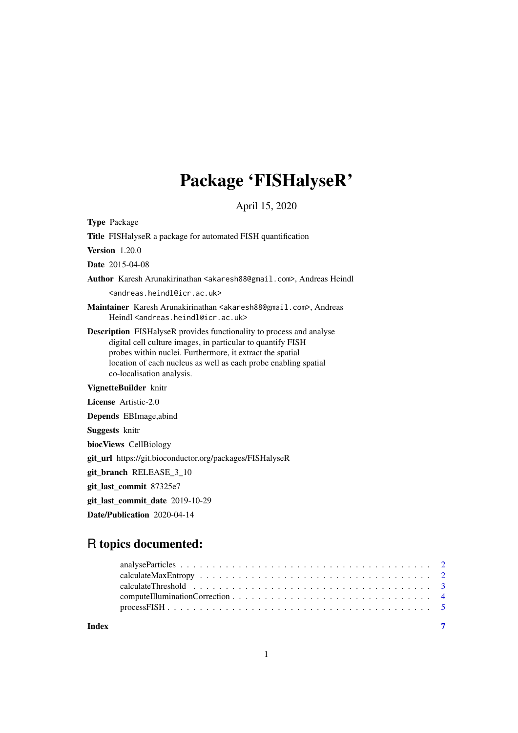# Package 'FISHalyseR'

April 15, 2020

**Type** Package

**Title** FISHalyseR a package for automated FISH quantification

**Version** 1.20.0

**Date** 2015-04-08

**Author** Karesh Arunakirinathan <akaresh88@gmail.com>, Andreas Heindl <andreas.heindl@icr.ac.uk>

**Maintainer** Karesh Arunakirinathan <akaresh88@gmail.com>, Andreas Heindl <andreas.heindl@icr.ac.uk>

**Description** FISHalyseR provides functionality to process and analyse digital cell culture images, in particular to quantify FISH probes within nuclei. Furthermore, it extract the spatial location of each nucleus as well as each probe enabling spatial co-localisation analysis.

**VignetteBuilder** knitr

**License** Artistic-2.0

**Depends** EBImage,abind

**Suggests** knitr

**biocViews** CellBiology

**git_url** https://git.bioconductor.org/packages/FISHalyseR

**git_branch** RELEASE_3_10

**git_last_commit** 87325e7

**git_last_commit_date** 2019-10-29

**Date/Publication** 2020-04-14

## R topics documented:

- analyseParticles . . . . . . . . . . . . . . . . . . . . . . . . . . . . . . . . . . . . . . . . 2
- calculateMaxEntropy . . . . . . . . . . . . . . . . . . . . . . . . . . . . . . . . . . . . . 2
- calculateThreshold . . . . . . . . . . . . . . . . . . . . . . . . . . . . . . . . . . . . . . 3
- computeIlluminationCorrection . . . . . . . . . . . . . . . . . . . . . . . . . . . . . . . 4
- processFISH . . . . . . . . . . . . . . . . . . . . . . . . . . . . . . . . . . . . . . . . . . 5

**Index** 7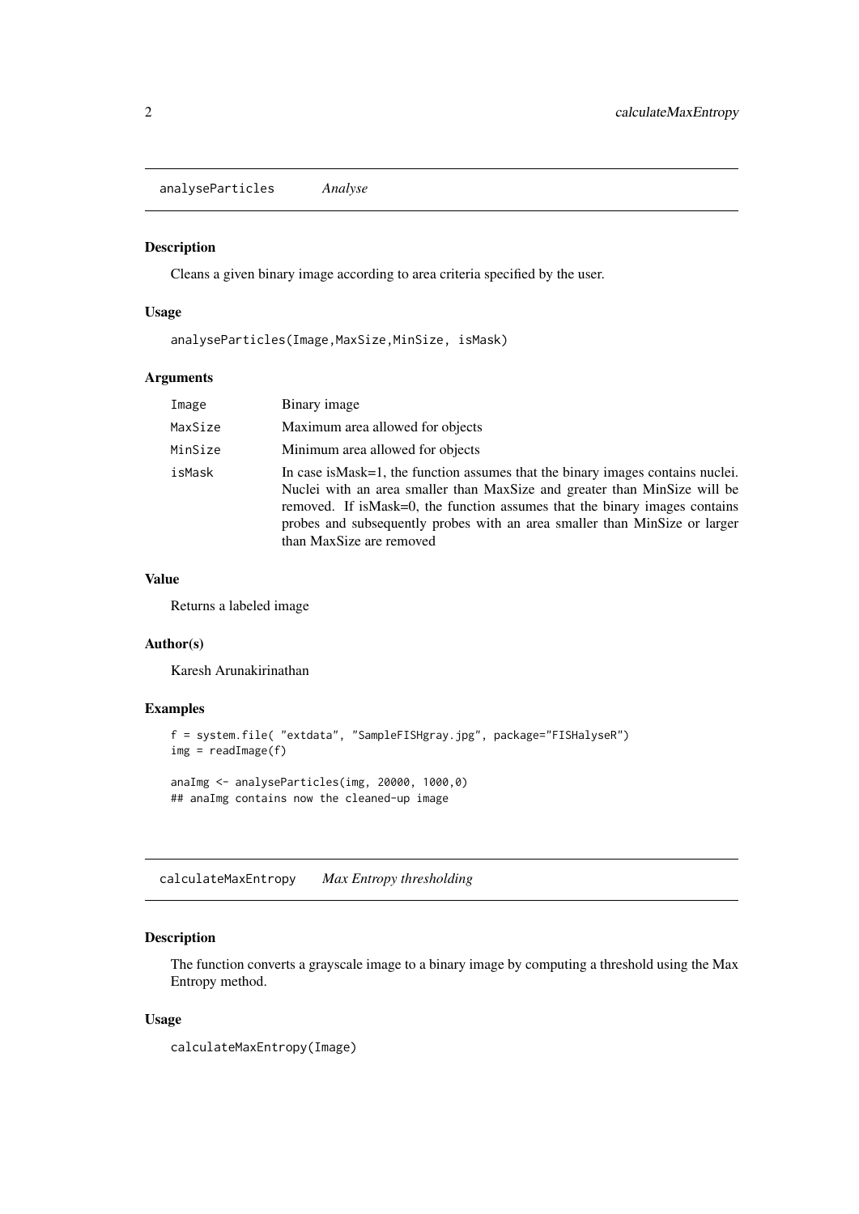## analyseParticles *Analyse*

### Description

Cleans a given binary image according to area criteria specified by the user.

### Usage

```
analyseParticles(Image,MaxSize,MinSize, isMask)
```

### Arguments

| | |
|---|---|
| `Image` | Binary image |
| `MaxSize` | Maximum area allowed for objects |
| `MinSize` | Minimum area allowed for objects |
| `isMask` | In case isMask=1, the function assumes that the binary images contains nuclei. Nuclei with an area smaller than MaxSize and greater than MinSize will be removed. If isMask=0, the function assumes that the binary images contains probes and subsequently probes with an area smaller than MinSize or larger than MaxSize are removed |

### Value

Returns a labeled image

### Author(s)

Karesh Arunakirinathan

### Examples

```
f = system.file( "extdata", "SampleFISHgray.jpg", package="FISHalyseR")
img = readImage(f)

anaImg <- analyseParticles(img, 20000, 1000,0)
## anaImg contains now the cleaned-up image
```

## calculateMaxEntropy *Max Entropy thresholding*

### Description

The function converts a grayscale image to a binary image by computing a threshold using the Max Entropy method.

### Usage

```
calculateMaxEntropy(Image)
```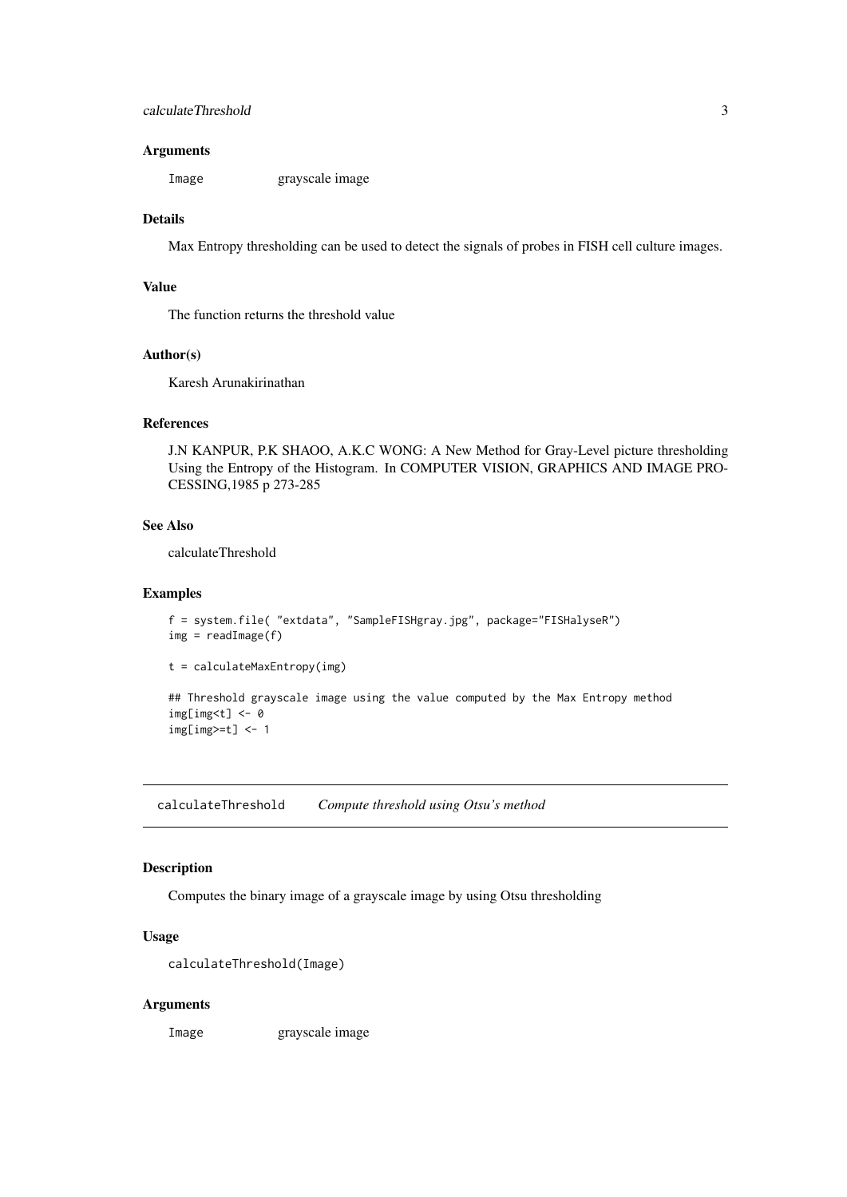### Arguments

| | |
|---|---|
| Image | grayscale image |

### Details

Max Entropy thresholding can be used to detect the signals of probes in FISH cell culture images.

### Value

The function returns the threshold value

### Author(s)

Karesh Arunakirinathan

### References

J.N KANPUR, P.K SHAOO, A.K.C WONG: A New Method for Gray-Level picture thresholding Using the Entropy of the Histogram. In COMPUTER VISION, GRAPHICS AND IMAGE PROCESSING,1985 p 273-285

### See Also

calculateThreshold

### Examples

```
f = system.file( "extdata", "SampleFISHgray.jpg", package="FISHalyseR")
img = readImage(f)

t = calculateMaxEntropy(img)

## Threshold grayscale image using the value computed by the Max Entropy method
img[img<t] <- 0
img[img>=t] <- 1
```

---

## calculateThreshold *Compute threshold using Otsu's method*

---

### Description

Computes the binary image of a grayscale image by using Otsu thresholding

### Usage

```
calculateThreshold(Image)
```

### Arguments

| | |
|---|---|
| Image | grayscale image |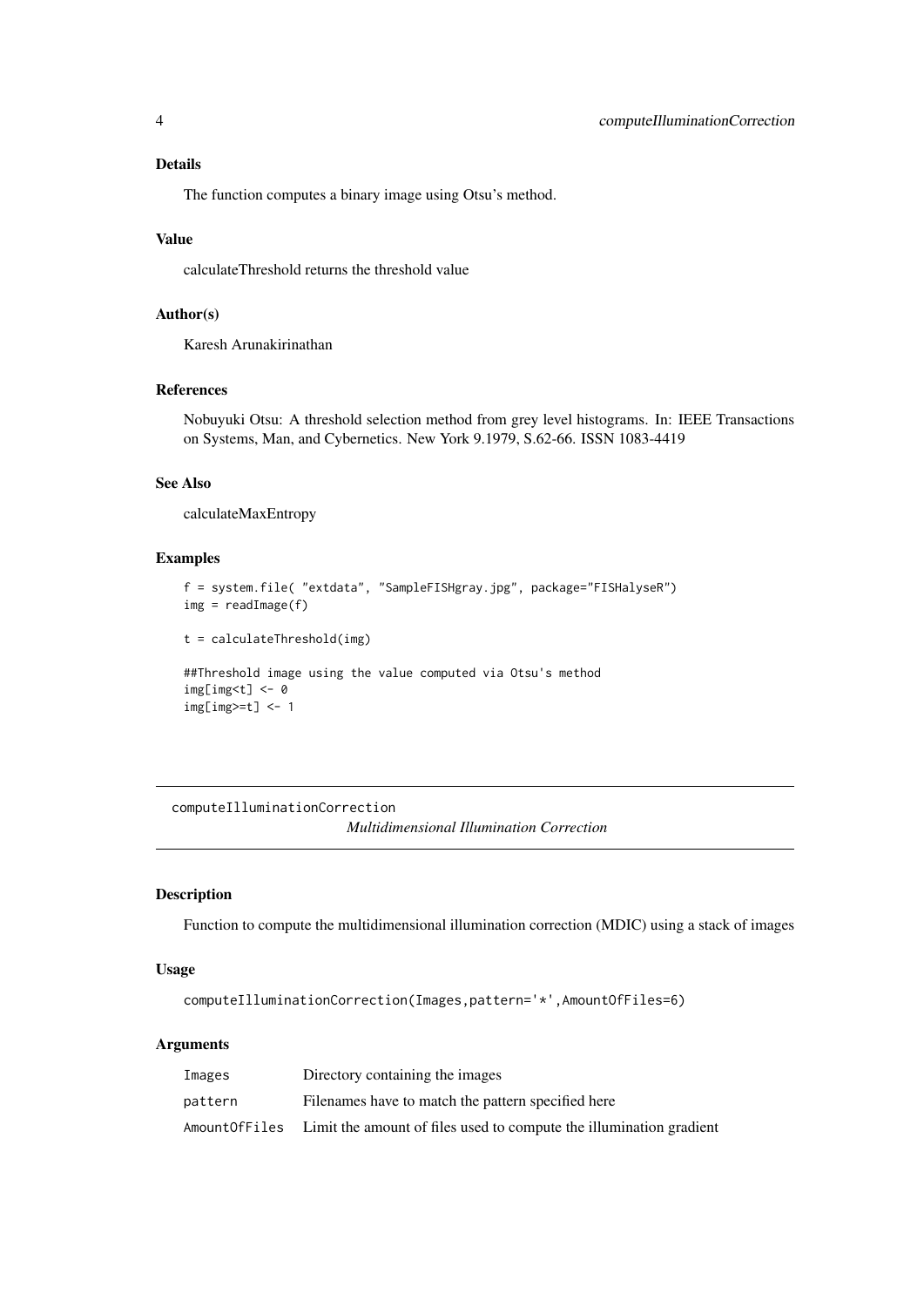### Details

The function computes a binary image using Otsu's method.

### Value

calculateThreshold returns the threshold value

### Author(s)

Karesh Arunakirinathan

### References

Nobuyuki Otsu: A threshold selection method from grey level histograms. In: IEEE Transactions on Systems, Man, and Cybernetics. New York 9.1979, S.62-66. ISSN 1083-4419

### See Also

calculateMaxEntropy

### Examples

```
f = system.file( "extdata", "SampleFISHgray.jpg", package="FISHalyseR")
img = readImage(f)

t = calculateThreshold(img)

##Threshold image using the value computed via Otsu's method
img[img<t] <- 0
img[img>=t] <- 1
```

---

## computeIlluminationCorrection

*Multidimensional Illumination Correction*

---

### Description

Function to compute the multidimensional illumination correction (MDIC) using a stack of images

### Usage

```
computeIlluminationCorrection(Images,pattern='*',AmountOfFiles=6)
```

### Arguments

| | |
|---|---|
| `Images` | Directory containing the images |
| `pattern` | Filenames have to match the pattern specified here |
| `AmountOfFiles` | Limit the amount of files used to compute the illumination gradient |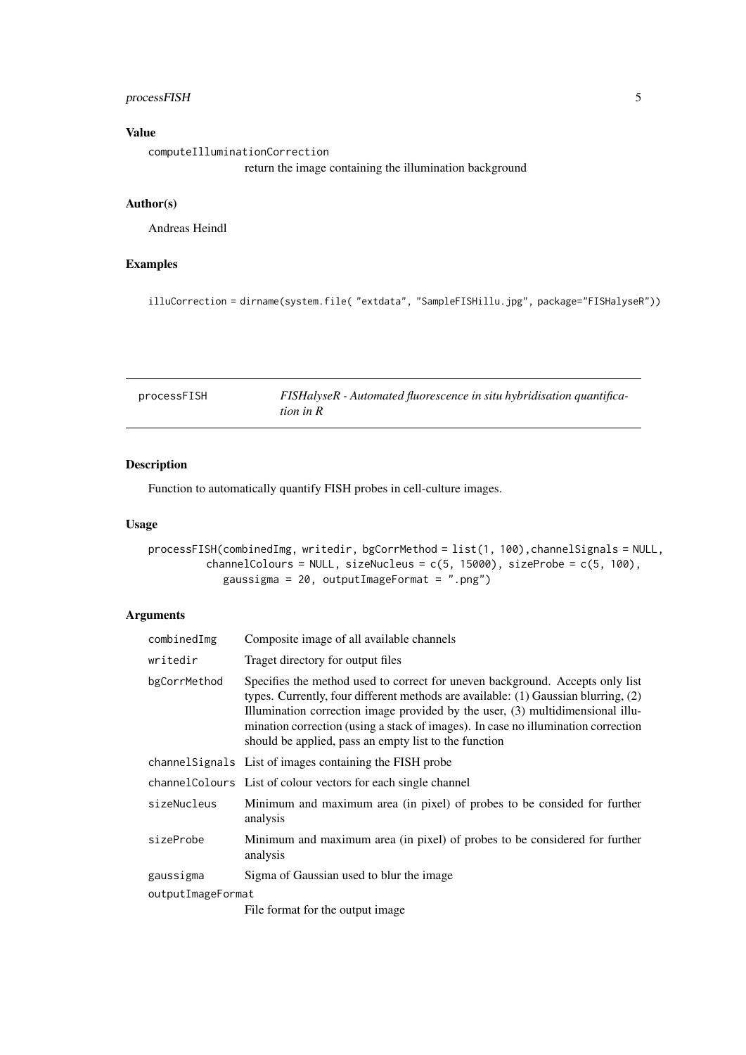### Value

computeIlluminationCorrection
: return the image containing the illumination background

### Author(s)

Andreas Heindl

### Examples

```
illuCorrection = dirname(system.file( "extdata", "SampleFISHillu.jpg", package="FISHalyseR"))
```

---

## processFISH — *FISHalyseR - Automated fluorescence in situ hybridisation quantification in R*

---

### Description

Function to automatically quantify FISH probes in cell-culture images.

### Usage

```
processFISH(combinedImg, writedir, bgCorrMethod = list(1, 100),channelSignals = NULL,
        channelColours = NULL, sizeNucleus = c(5, 15000), sizeProbe = c(5, 100),
           gaussigma = 20, outputImageFormat = ".png")
```

### Arguments

| Argument | Description |
|---|---|
| combinedImg | Composite image of all available channels |
| writedir | Traget directory for output files |
| bgCorrMethod | Specifies the method used to correct for uneven background. Accepts only list types. Currently, four different methods are available: (1) Gaussian blurring, (2) Illumination correction image provided by the user, (3) multidimensional illumination correction (using a stack of images). In case no illumination correction should be applied, pass an empty list to the function |
| channelSignals | List of images containing the FISH probe |
| channelColours | List of colour vectors for each single channel |
| sizeNucleus | Minimum and maximum area (in pixel) of probes to be consided for further analysis |
| sizeProbe | Minimum and maximum area (in pixel) of probes to be considered for further analysis |
| gaussigma | Sigma of Gaussian used to blur the image |
| outputImageFormat | File format for the output image |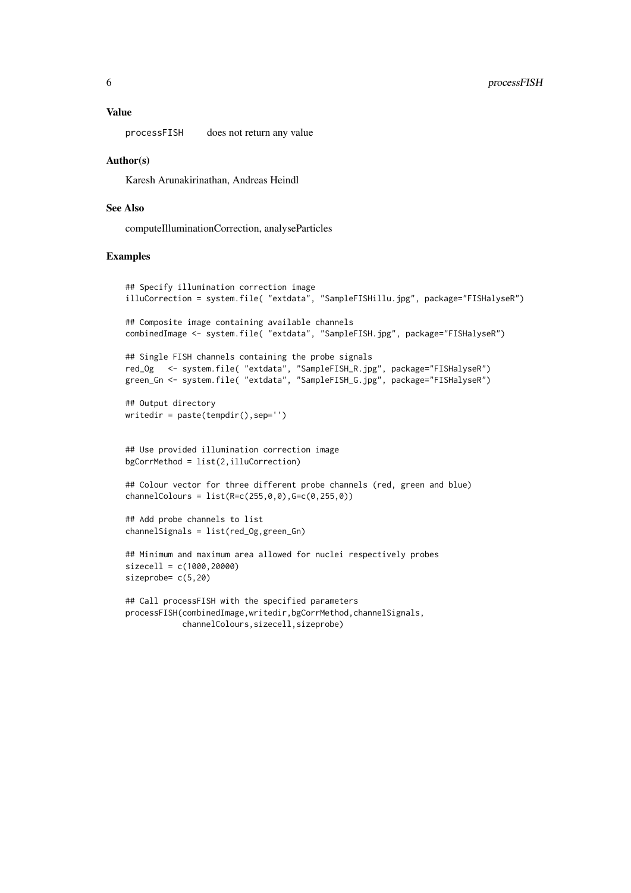### Value

processFISH does not return any value

### Author(s)

Karesh Arunakirinathan, Andreas Heindl

### See Also

computeIlluminationCorrection, analyseParticles

### Examples

```
## Specify illumination correction image
illuCorrection = system.file( "extdata", "SampleFISHillu.jpg", package="FISHalyseR")

## Composite image containing available channels
combinedImage <- system.file( "extdata", "SampleFISH.jpg", package="FISHalyseR")

## Single FISH channels containing the probe signals
red_Og   <- system.file( "extdata", "SampleFISH_R.jpg", package="FISHalyseR")
green_Gn <- system.file( "extdata", "SampleFISH_G.jpg", package="FISHalyseR")

## Output directory
writedir = paste(tempdir(),sep='')


## Use provided illumination correction image
bgCorrMethod = list(2,illuCorrection)

## Colour vector for three different probe channels (red, green and blue)
channelColours = list(R=c(255,0,0),G=c(0,255,0))

## Add probe channels to list
channelSignals = list(red_Og,green_Gn)

## Minimum and maximum area allowed for nuclei respectively probes
sizecell = c(1000,20000)
sizeprobe= c(5,20)

## Call processFISH with the specified parameters
processFISH(combinedImage,writedir,bgCorrMethod,channelSignals,
            channelColours,sizecell,sizeprobe)
```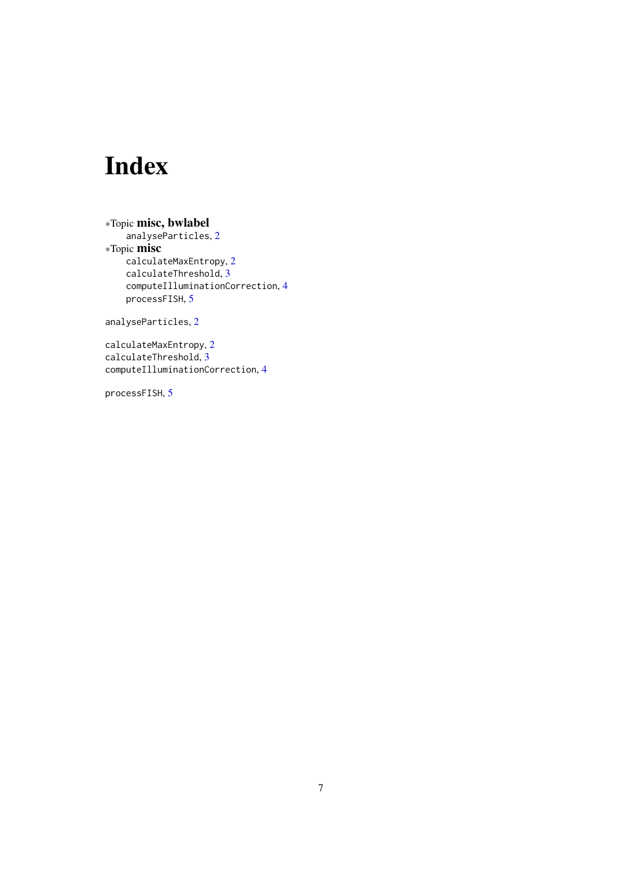# Index

*Topic **misc, bwlabel**
   analyseParticles, 2
*Topic **misc**
   calculateMaxEntropy, 2
   calculateThreshold, 3
   computeIlluminationCorrection, 4
   processFISH, 5

analyseParticles, 2

calculateMaxEntropy, 2
calculateThreshold, 3
computeIlluminationCorrection, 4

processFISH, 5